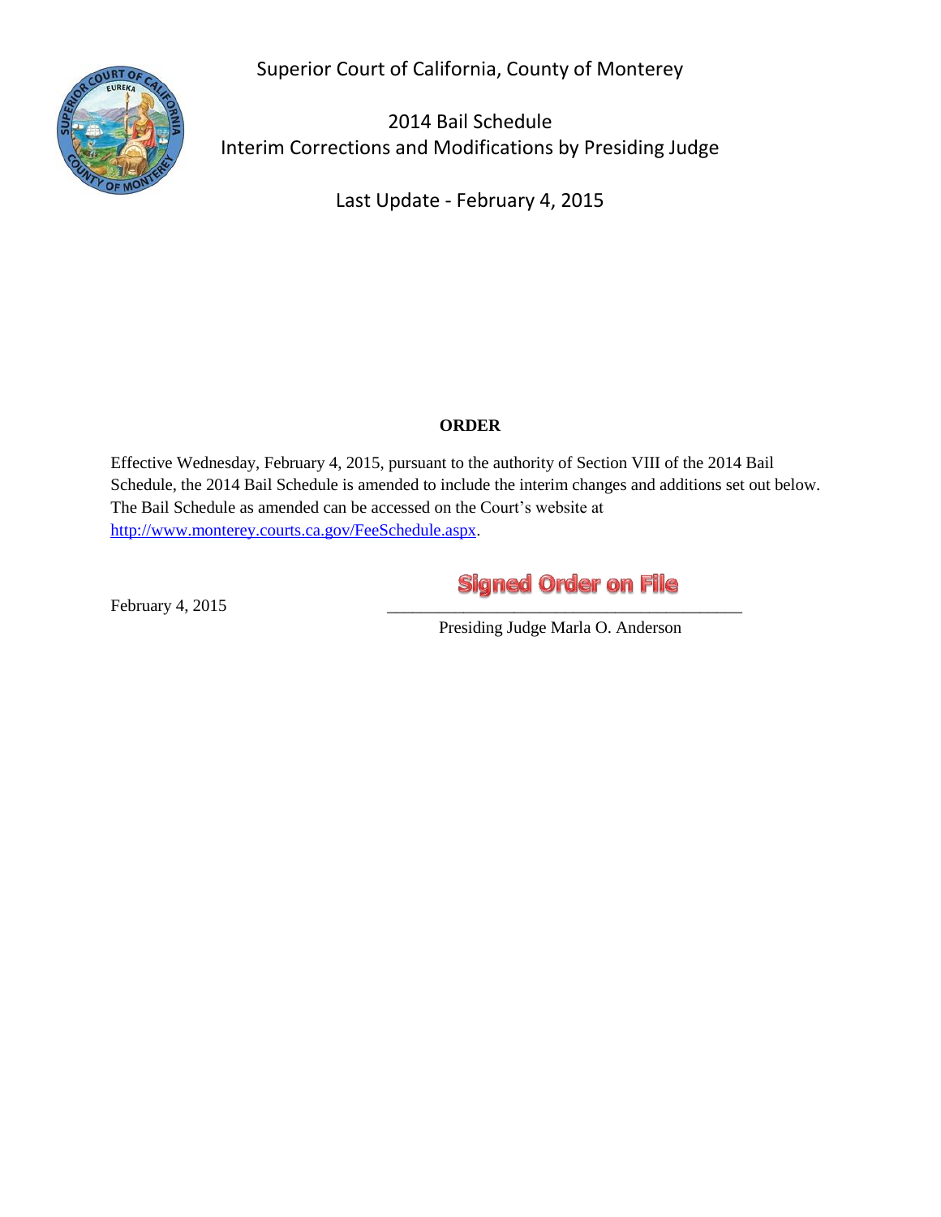Superior Court of California, County of Monterey

# 2014 Bail Schedule
## Interim Corrections and Modifications by Presiding Judge

Last Update - February 4, 2015

**ORDER**

Effective Wednesday, February 4, 2015, pursuant to the authority of Section VIII of the 2014 Bail Schedule, the 2014 Bail Schedule is amended to include the interim changes and additions set out below. The Bail Schedule as amended can be accessed on the Court's website at http://www.monterey.courts.ca.gov/FeeSchedule.aspx.

February 4, 2015

Signed Order on File

\_\_\_\_\_\_\_\_\_\_\_\_\_\_\_\_\_\_\_\_\_\_\_\_\_\_\_\_\_\_\_\_\_\_\_\_\_\_\_\_\_\_

Presiding Judge Marla O. Anderson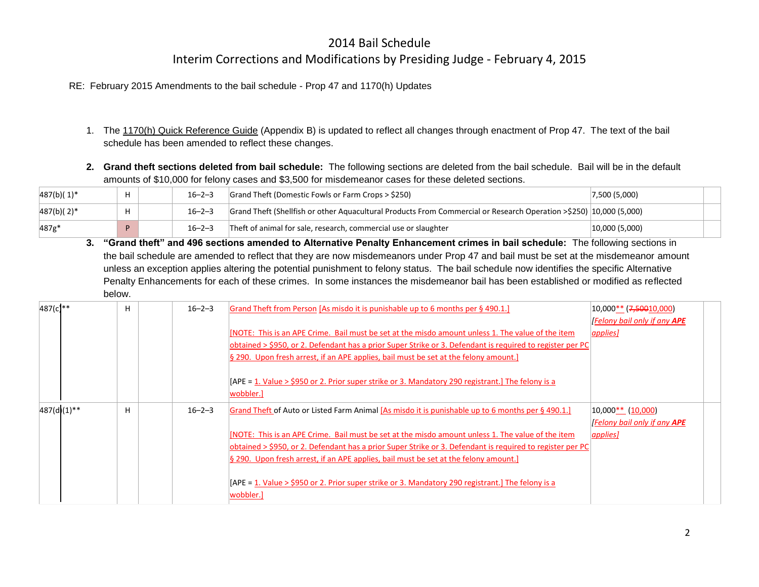# 2014 Bail Schedule

## Interim Corrections and Modifications by Presiding Judge - February 4, 2015

RE: February 2015 Amendments to the bail schedule - Prop 47 and 1170(h) Updates

1. The 1170(h) Quick Reference Guide (Appendix B) is updated to reflect all changes through enactment of Prop 47. The text of the bail schedule has been amended to reflect these changes.

2. **Grand theft sections deleted from bail schedule:** The following sections are deleted from the bail schedule. Bail will be in the default amounts of $10,000 for felony cases and $3,500 for misdemeanor cases for these deleted sections.

| | | | | | | |
|---|---|---|---|---|---|---|
| 487(b)( 1)* | H | | 16–2–3 | Grand Theft (Domestic Fowls or Farm Crops > $250) | 7,500 (5,000) | |
| 487(b)( 2)* | H | | 16–2–3 | Grand Theft (Shellfish or other Aquacultural Products From Commercial or Research Operation >$250) | 10,000 (5,000) | |
| 487g* | P | | 16–2–3 | Theft of animal for sale, research, commercial use or slaughter | 10,000 (5,000) | |

3. **"Grand theft" and 496 sections amended to Alternative Penalty Enhancement crimes in bail schedule:** The following sections in the bail schedule are amended to reflect that they are now misdemeanors under Prop 47 and bail must be set at the misdemeanor amount unless an exception applies altering the potential punishment to felony status. The bail schedule now identifies the specific Alternative Penalty Enhancements for each of these crimes. In some instances the misdemeanor bail has been established or modified as reflected below.

| | | | | | | |
|---|---|---|---|---|---|---|
| 487(c)** | H | | 16–2–3 | Grand Theft from Person [As misdo it is punishable up to 6 months per § 490.1.]<br><br>[NOTE: This is an APE Crime. Bail must be set at the misdo amount unless 1. The value of the item obtained > $950, or 2. Defendant has a prior Super Strike or 3. Defendant is required to register per PC § 290. Upon fresh arrest, if an APE applies, bail must be set at the felony amount.]<br><br>[APE = 1. Value > $950 or 2. Prior super strike or 3. Mandatory 290 registrant.] The felony is a wobbler.] | 10,000** (~~7,500~~10,000)<br>*[Felony bail only if any **APE** applies]* | |
| 487(d)(1)** | H | | 16–2–3 | Grand Theft of Auto or Listed Farm Animal [As misdo it is punishable up to 6 months per § 490.1.]<br><br>[NOTE: This is an APE Crime. Bail must be set at the misdo amount unless 1. The value of the item obtained > $950, or 2. Defendant has a prior Super Strike or 3. Defendant is required to register per PC § 290. Upon fresh arrest, if an APE applies, bail must be set at the felony amount.]<br><br>[APE = 1. Value > $950 or 2. Prior super strike or 3. Mandatory 290 registrant.] The felony is a wobbler.] | 10,000** (10,000)<br>*[Felony bail only if any **APE** applies]* | |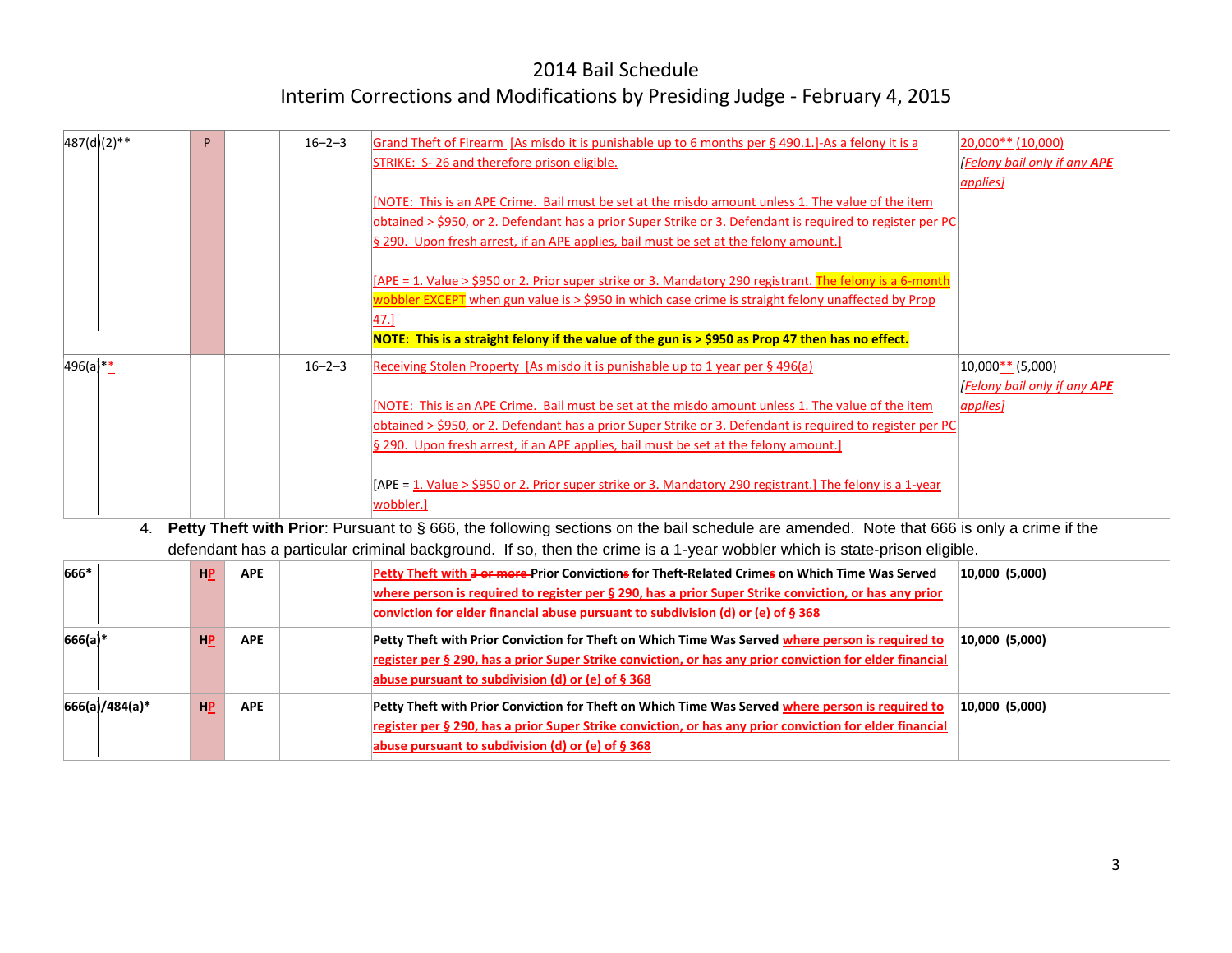# 2014 Bail Schedule
## Interim Corrections and Modifications by Presiding Judge - February 4, 2015

| | | | | | | |
|---|---|---|---|---|---|---|
| 487(d)(2)** | P | | 16–2–3 | Grand Theft of Firearm [As misdo it is punishable up to 6 months per § 490.1.]-As a felony it is a STRIKE: S- 26 and therefore prison eligible.<br><br>[NOTE: This is an APE Crime. Bail must be set at the misdo amount unless 1. The value of the item obtained > $950, or 2. Defendant has a prior Super Strike or 3. Defendant is required to register per PC § 290. Upon fresh arrest, if an APE applies, bail must be set at the felony amount.]<br><br>[APE = 1. Value > $950 or 2. Prior super strike or 3. Mandatory 290 registrant. The felony is a 6-month wobbler EXCEPT when gun value is > $950 in which case crime is straight felony unaffected by Prop 47.]<br>**NOTE: This is a straight felony if the value of the gun is > $950 as Prop 47 then has no effect.** | 20,000** (10,000)<br>*[Felony bail only if any **APE** applies]* | |
| 496(a)** | | | 16–2–3 | Receiving Stolen Property [As misdo it is punishable up to 1 year per § 496(a)<br><br>[NOTE: This is an APE Crime. Bail must be set at the misdo amount unless 1. The value of the item obtained > $950, or 2. Defendant has a prior Super Strike or 3. Defendant is required to register per PC § 290. Upon fresh arrest, if an APE applies, bail must be set at the felony amount.]<br><br>[APE = 1. Value > $950 or 2. Prior super strike or 3. Mandatory 290 registrant.] The felony is a 1-year wobbler.] | 10,000** (5,000)<br>*[Felony bail only if any **APE** applies]* | |

4. **Petty Theft with Prior**: Pursuant to § 666, the following sections on the bail schedule are amended. Note that 666 is only a crime if the defendant has a particular criminal background. If so, then the crime is a 1-year wobbler which is state-prison eligible.

| | | | | | | |
|---|---|---|---|---|---|---|
| **666*** | **HP** | **APE** | | **Petty Theft with ~~3 or more~~ Prior Convictions~~s~~ for Theft-Related Crime~~s~~ on Which Time Was Served where person is required to register per § 290, has a prior Super Strike conviction, or has any prior conviction for elder financial abuse pursuant to subdivision (d) or (e) of § 368** | **10,000 (5,000)** | |
| **666(a)*** | **HP** | **APE** | | **Petty Theft with Prior Conviction for Theft on Which Time Was Served where person is required to register per § 290, has a prior Super Strike conviction, or has any prior conviction for elder financial abuse pursuant to subdivision (d) or (e) of § 368** | **10,000 (5,000)** | |
| **666(a)/484(a)*** | **HP** | **APE** | | **Petty Theft with Prior Conviction for Theft on Which Time Was Served where person is required to register per § 290, has a prior Super Strike conviction, or has any prior conviction for elder financial abuse pursuant to subdivision (d) or (e) of § 368** | **10,000 (5,000)** | |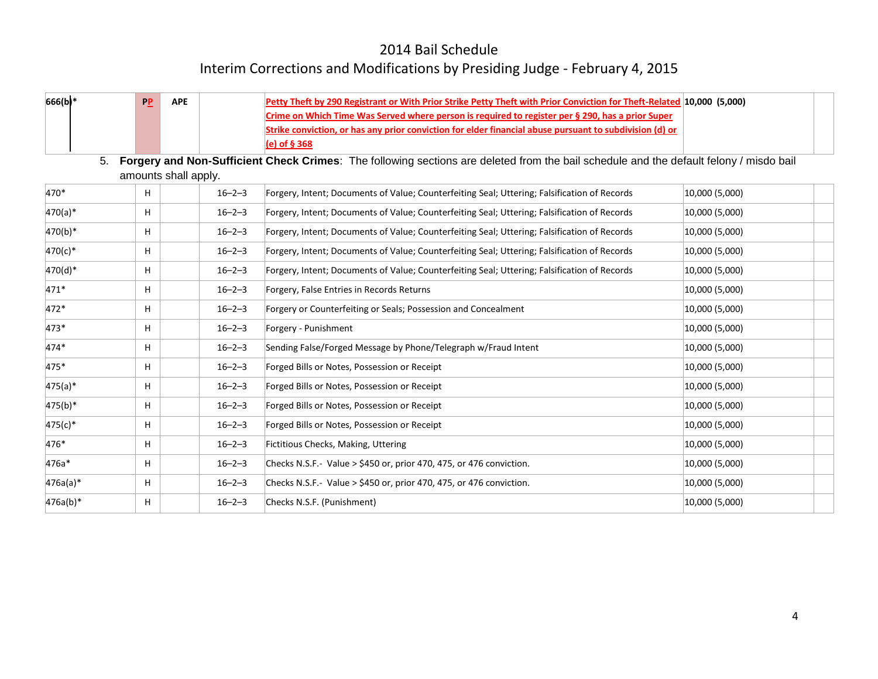# 2014 Bail Schedule

## Interim Corrections and Modifications by Presiding Judge - February 4, 2015

| | | | | | | |
|---|---|---|---|---|---|---|
| **666(b)*** | **PP** | **APE** | | **Petty Theft by 290 Registrant or With Prior Strike Petty Theft with Prior Conviction for Theft-Related Crime on Which Time Was Served where person is required to register per § 290, has a prior Super Strike conviction, or has any prior conviction for elder financial abuse pursuant to subdivision (d) or (e) of § 368** | **10,000 (5,000)** | |

5. **Forgery and Non-Sufficient Check Crimes**: The following sections are deleted from the bail schedule and the default felony / misdo bail amounts shall apply.

| | | | | | | |
|---|---|---|---|---|---|---|
| 470* | H | | 16–2–3 | Forgery, Intent; Documents of Value; Counterfeiting Seal; Uttering; Falsification of Records | 10,000 (5,000) | |
| 470(a)* | H | | 16–2–3 | Forgery, Intent; Documents of Value; Counterfeiting Seal; Uttering; Falsification of Records | 10,000 (5,000) | |
| 470(b)* | H | | 16–2–3 | Forgery, Intent; Documents of Value; Counterfeiting Seal; Uttering; Falsification of Records | 10,000 (5,000) | |
| 470(c)* | H | | 16–2–3 | Forgery, Intent; Documents of Value; Counterfeiting Seal; Uttering; Falsification of Records | 10,000 (5,000) | |
| 470(d)* | H | | 16–2–3 | Forgery, Intent; Documents of Value; Counterfeiting Seal; Uttering; Falsification of Records | 10,000 (5,000) | |
| 471* | H | | 16–2–3 | Forgery, False Entries in Records Returns | 10,000 (5,000) | |
| 472* | H | | 16–2–3 | Forgery or Counterfeiting or Seals; Possession and Concealment | 10,000 (5,000) | |
| 473* | H | | 16–2–3 | Forgery - Punishment | 10,000 (5,000) | |
| 474* | H | | 16–2–3 | Sending False/Forged Message by Phone/Telegraph w/Fraud Intent | 10,000 (5,000) | |
| 475* | H | | 16–2–3 | Forged Bills or Notes, Possession or Receipt | 10,000 (5,000) | |
| 475(a)* | H | | 16–2–3 | Forged Bills or Notes, Possession or Receipt | 10,000 (5,000) | |
| 475(b)* | H | | 16–2–3 | Forged Bills or Notes, Possession or Receipt | 10,000 (5,000) | |
| 475(c)* | H | | 16–2–3 | Forged Bills or Notes, Possession or Receipt | 10,000 (5,000) | |
| 476* | H | | 16–2–3 | Fictitious Checks, Making, Uttering | 10,000 (5,000) | |
| 476a* | H | | 16–2–3 | Checks N.S.F.- Value > $450 or, prior 470, 475, or 476 conviction. | 10,000 (5,000) | |
| 476a(a)* | H | | 16–2–3 | Checks N.S.F.- Value > $450 or, prior 470, 475, or 476 conviction. | 10,000 (5,000) | |
| 476a(b)* | H | | 16–2–3 | Checks N.S.F. (Punishment) | 10,000 (5,000) | |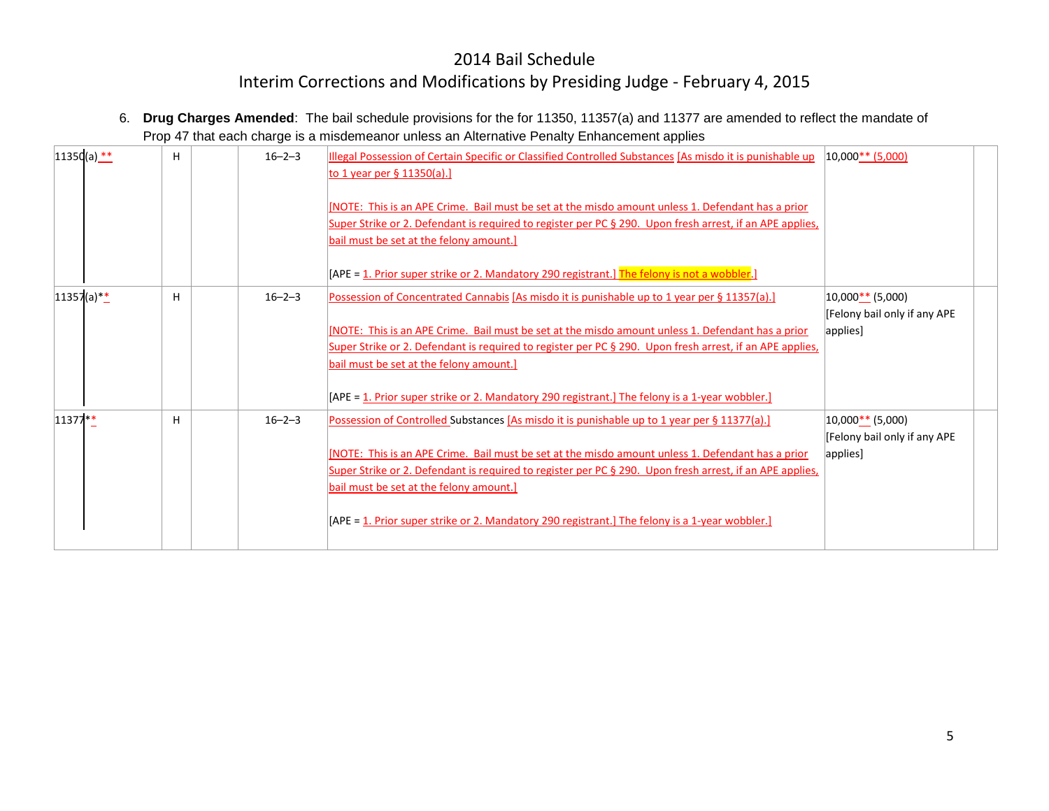# 2014 Bail Schedule

## Interim Corrections and Modifications by Presiding Judge - February 4, 2015

6. **Drug Charges Amended**: The bail schedule provisions for the for 11350, 11357(a) and 11377 are amended to reflect the mandate of Prop 47 that each charge is a misdemeanor unless an Alternative Penalty Enhancement applies

| | | | | | | |
|---|---|---|---|---|---|---|
| 11350(a) ** | H | | 16–2–3 | Illegal Possession of Certain Specific or Classified Controlled Substances [As misdo it is punishable up to 1 year per § 11350(a).]<br><br>[NOTE: This is an APE Crime. Bail must be set at the misdo amount unless 1. Defendant has a prior Super Strike or 2. Defendant is required to register per PC § 290. Upon fresh arrest, if an APE applies, bail must be set at the felony amount.]<br><br>[APE = 1. Prior super strike or 2. Mandatory 290 registrant.] The felony is not a wobbler.] | 10,000** (5,000) | |
| 11357(a)** | H | | 16–2–3 | Possession of Concentrated Cannabis [As misdo it is punishable up to 1 year per § 11357(a).]<br><br>[NOTE: This is an APE Crime. Bail must be set at the misdo amount unless 1. Defendant has a prior Super Strike or 2. Defendant is required to register per PC § 290. Upon fresh arrest, if an APE applies, bail must be set at the felony amount.]<br><br>[APE = 1. Prior super strike or 2. Mandatory 290 registrant.] The felony is a 1-year wobbler.] | 10,000** (5,000)<br>[Felony bail only if any APE applies] | |
| 11377** | H | | 16–2–3 | Possession of Controlled Substances [As misdo it is punishable up to 1 year per § 11377(a).]<br><br>[NOTE: This is an APE Crime. Bail must be set at the misdo amount unless 1. Defendant has a prior Super Strike or 2. Defendant is required to register per PC § 290. Upon fresh arrest, if an APE applies, bail must be set at the felony amount.]<br><br>[APE = 1. Prior super strike or 2. Mandatory 290 registrant.] The felony is a 1-year wobbler.] | 10,000** (5,000)<br>[Felony bail only if any APE applies] | |